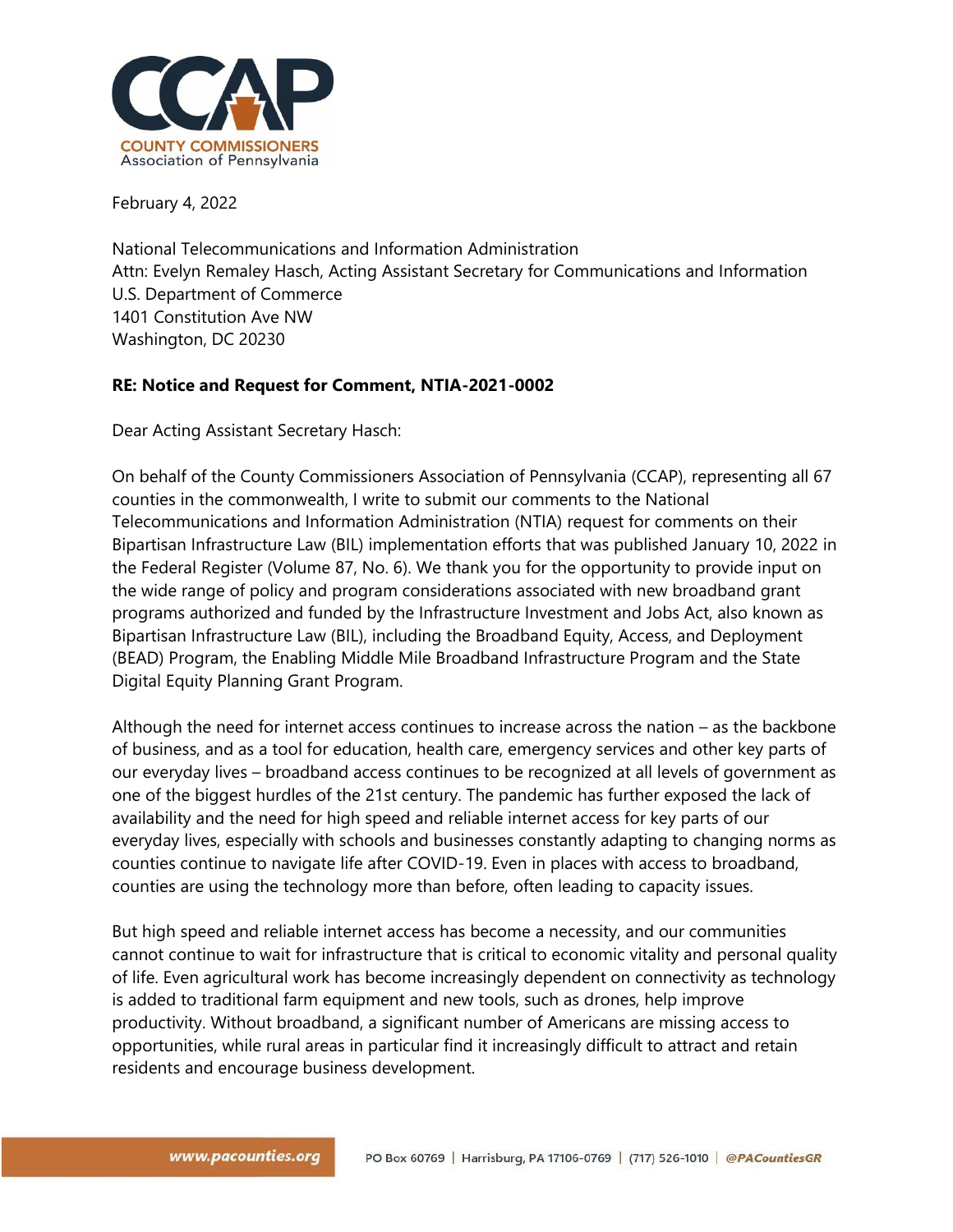**COUNTY COMMISSIONERS**
Association of Pennsylvania

February 4, 2022

National Telecommunications and Information Administration
Attn: Evelyn Remaley Hasch, Acting Assistant Secretary for Communications and Information
U.S. Department of Commerce
1401 Constitution Ave NW
Washington, DC 20230

**RE: Notice and Request for Comment, NTIA-2021-0002**

Dear Acting Assistant Secretary Hasch:

On behalf of the County Commissioners Association of Pennsylvania (CCAP), representing all 67 counties in the commonwealth, I write to submit our comments to the National Telecommunications and Information Administration (NTIA) request for comments on their Bipartisan Infrastructure Law (BIL) implementation efforts that was published January 10, 2022 in the Federal Register (Volume 87, No. 6). We thank you for the opportunity to provide input on the wide range of policy and program considerations associated with new broadband grant programs authorized and funded by the Infrastructure Investment and Jobs Act, also known as Bipartisan Infrastructure Law (BIL), including the Broadband Equity, Access, and Deployment (BEAD) Program, the Enabling Middle Mile Broadband Infrastructure Program and the State Digital Equity Planning Grant Program.

Although the need for internet access continues to increase across the nation – as the backbone of business, and as a tool for education, health care, emergency services and other key parts of our everyday lives – broadband access continues to be recognized at all levels of government as one of the biggest hurdles of the 21st century. The pandemic has further exposed the lack of availability and the need for high speed and reliable internet access for key parts of our everyday lives, especially with schools and businesses constantly adapting to changing norms as counties continue to navigate life after COVID-19. Even in places with access to broadband, counties are using the technology more than before, often leading to capacity issues.

But high speed and reliable internet access has become a necessity, and our communities cannot continue to wait for infrastructure that is critical to economic vitality and personal quality of life. Even agricultural work has become increasingly dependent on connectivity as technology is added to traditional farm equipment and new tools, such as drones, help improve productivity. Without broadband, a significant number of Americans are missing access to opportunities, while rural areas in particular find it increasingly difficult to attract and retain residents and encourage business development.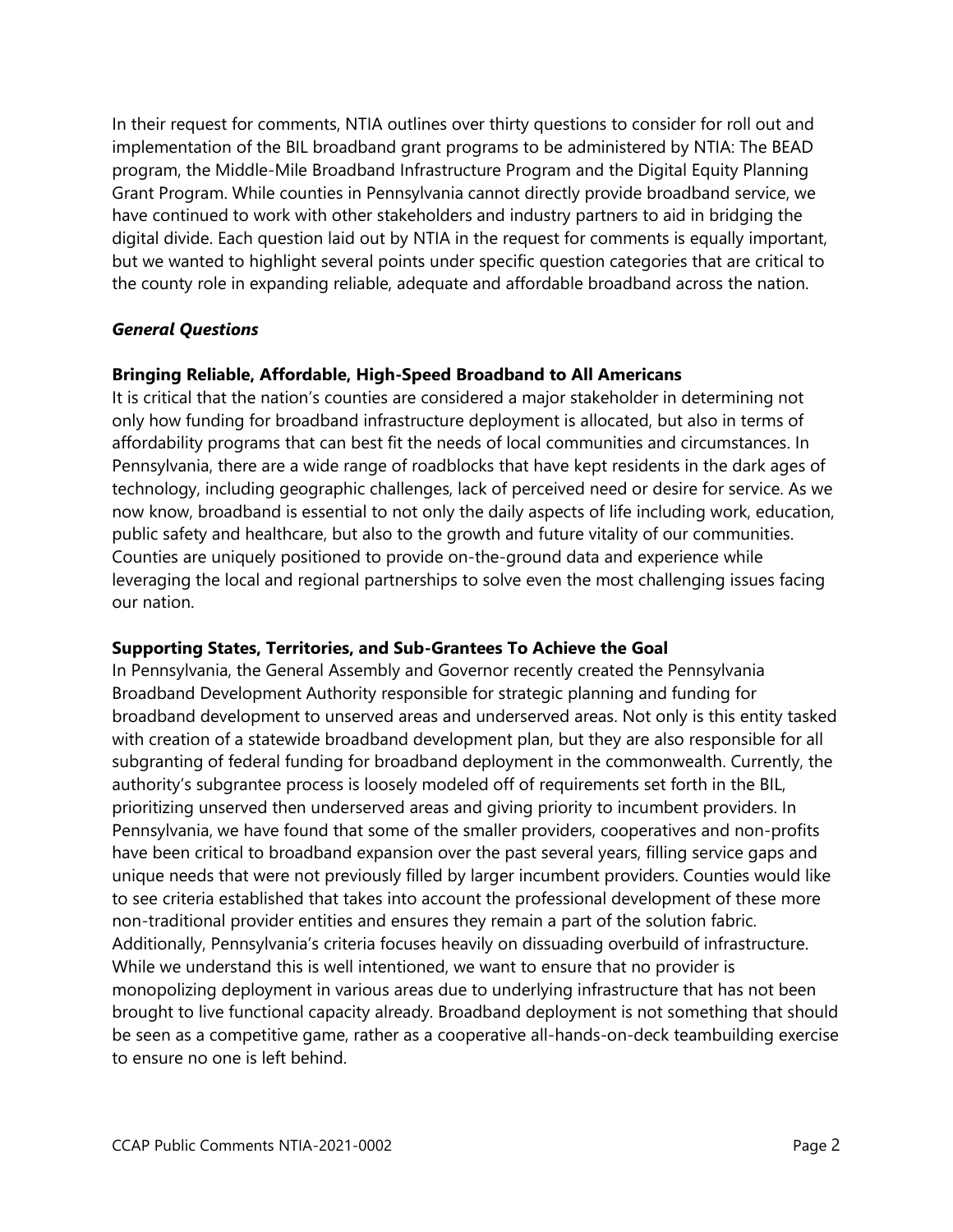In their request for comments, NTIA outlines over thirty questions to consider for roll out and implementation of the BIL broadband grant programs to be administered by NTIA: The BEAD program, the Middle-Mile Broadband Infrastructure Program and the Digital Equity Planning Grant Program. While counties in Pennsylvania cannot directly provide broadband service, we have continued to work with other stakeholders and industry partners to aid in bridging the digital divide. Each question laid out by NTIA in the request for comments is equally important, but we wanted to highlight several points under specific question categories that are critical to the county role in expanding reliable, adequate and affordable broadband across the nation.

### *General Questions*

**Bringing Reliable, Affordable, High-Speed Broadband to All Americans**

It is critical that the nation's counties are considered a major stakeholder in determining not only how funding for broadband infrastructure deployment is allocated, but also in terms of affordability programs that can best fit the needs of local communities and circumstances. In Pennsylvania, there are a wide range of roadblocks that have kept residents in the dark ages of technology, including geographic challenges, lack of perceived need or desire for service. As we now know, broadband is essential to not only the daily aspects of life including work, education, public safety and healthcare, but also to the growth and future vitality of our communities. Counties are uniquely positioned to provide on-the-ground data and experience while leveraging the local and regional partnerships to solve even the most challenging issues facing our nation.

**Supporting States, Territories, and Sub-Grantees To Achieve the Goal**

In Pennsylvania, the General Assembly and Governor recently created the Pennsylvania Broadband Development Authority responsible for strategic planning and funding for broadband development to unserved areas and underserved areas. Not only is this entity tasked with creation of a statewide broadband development plan, but they are also responsible for all subgranting of federal funding for broadband deployment in the commonwealth. Currently, the authority's subgrantee process is loosely modeled off of requirements set forth in the BIL, prioritizing unserved then underserved areas and giving priority to incumbent providers. In Pennsylvania, we have found that some of the smaller providers, cooperatives and non-profits have been critical to broadband expansion over the past several years, filling service gaps and unique needs that were not previously filled by larger incumbent providers. Counties would like to see criteria established that takes into account the professional development of these more non-traditional provider entities and ensures they remain a part of the solution fabric. Additionally, Pennsylvania's criteria focuses heavily on dissuading overbuild of infrastructure. While we understand this is well intentioned, we want to ensure that no provider is monopolizing deployment in various areas due to underlying infrastructure that has not been brought to live functional capacity already. Broadband deployment is not something that should be seen as a competitive game, rather as a cooperative all-hands-on-deck teambuilding exercise to ensure no one is left behind.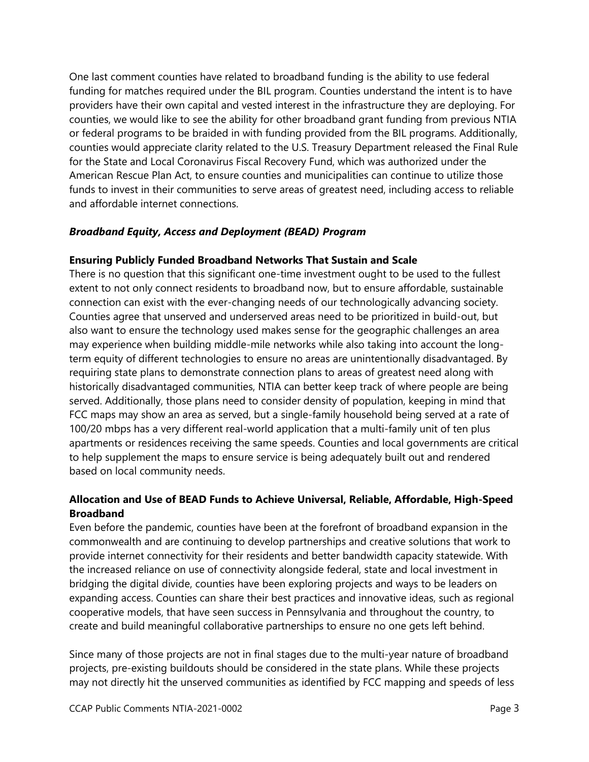One last comment counties have related to broadband funding is the ability to use federal funding for matches required under the BIL program. Counties understand the intent is to have providers have their own capital and vested interest in the infrastructure they are deploying. For counties, we would like to see the ability for other broadband grant funding from previous NTIA or federal programs to be braided in with funding provided from the BIL programs. Additionally, counties would appreciate clarity related to the U.S. Treasury Department released the Final Rule for the State and Local Coronavirus Fiscal Recovery Fund, which was authorized under the American Rescue Plan Act, to ensure counties and municipalities can continue to utilize those funds to invest in their communities to serve areas of greatest need, including access to reliable and affordable internet connections.

### *Broadband Equity, Access and Deployment (BEAD) Program*

**Ensuring Publicly Funded Broadband Networks That Sustain and Scale**

There is no question that this significant one-time investment ought to be used to the fullest extent to not only connect residents to broadband now, but to ensure affordable, sustainable connection can exist with the ever-changing needs of our technologically advancing society. Counties agree that unserved and underserved areas need to be prioritized in build-out, but also want to ensure the technology used makes sense for the geographic challenges an area may experience when building middle-mile networks while also taking into account the long-term equity of different technologies to ensure no areas are unintentionally disadvantaged. By requiring state plans to demonstrate connection plans to areas of greatest need along with historically disadvantaged communities, NTIA can better keep track of where people are being served. Additionally, those plans need to consider density of population, keeping in mind that FCC maps may show an area as served, but a single-family household being served at a rate of 100/20 mbps has a very different real-world application that a multi-family unit of ten plus apartments or residences receiving the same speeds. Counties and local governments are critical to help supplement the maps to ensure service is being adequately built out and rendered based on local community needs.

**Allocation and Use of BEAD Funds to Achieve Universal, Reliable, Affordable, High-Speed Broadband**

Even before the pandemic, counties have been at the forefront of broadband expansion in the commonwealth and are continuing to develop partnerships and creative solutions that work to provide internet connectivity for their residents and better bandwidth capacity statewide. With the increased reliance on use of connectivity alongside federal, state and local investment in bridging the digital divide, counties have been exploring projects and ways to be leaders on expanding access. Counties can share their best practices and innovative ideas, such as regional cooperative models, that have seen success in Pennsylvania and throughout the country, to create and build meaningful collaborative partnerships to ensure no one gets left behind.

Since many of those projects are not in final stages due to the multi-year nature of broadband projects, pre-existing buildouts should be considered in the state plans. While these projects may not directly hit the unserved communities as identified by FCC mapping and speeds of less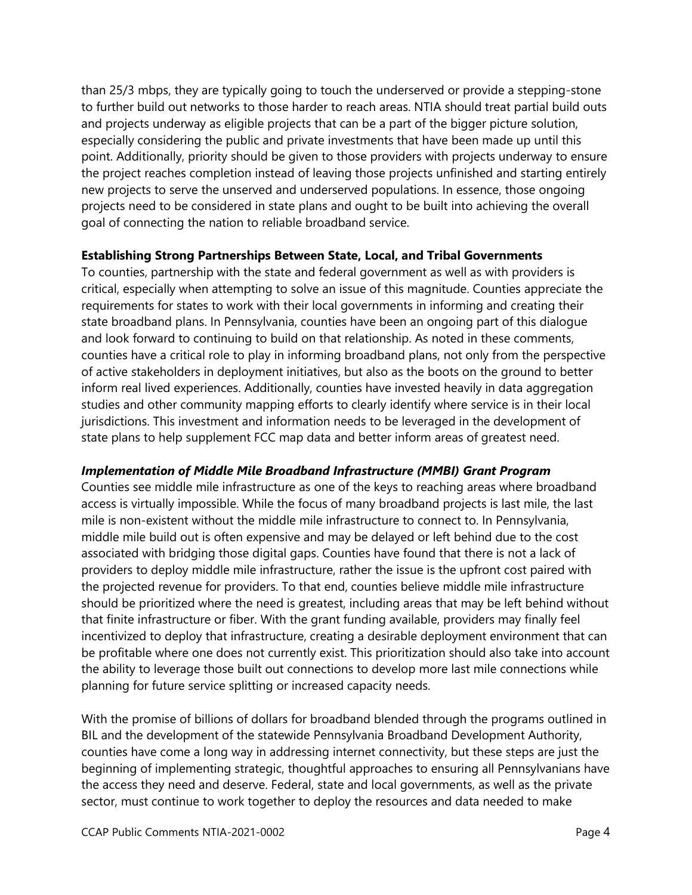than 25/3 mbps, they are typically going to touch the underserved or provide a stepping-stone to further build out networks to those harder to reach areas. NTIA should treat partial build outs and projects underway as eligible projects that can be a part of the bigger picture solution, especially considering the public and private investments that have been made up until this point. Additionally, priority should be given to those providers with projects underway to ensure the project reaches completion instead of leaving those projects unfinished and starting entirely new projects to serve the unserved and underserved populations. In essence, those ongoing projects need to be considered in state plans and ought to be built into achieving the overall goal of connecting the nation to reliable broadband service.

**Establishing Strong Partnerships Between State, Local, and Tribal Governments**

To counties, partnership with the state and federal government as well as with providers is critical, especially when attempting to solve an issue of this magnitude. Counties appreciate the requirements for states to work with their local governments in informing and creating their state broadband plans. In Pennsylvania, counties have been an ongoing part of this dialogue and look forward to continuing to build on that relationship. As noted in these comments, counties have a critical role to play in informing broadband plans, not only from the perspective of active stakeholders in deployment initiatives, but also as the boots on the ground to better inform real lived experiences. Additionally, counties have invested heavily in data aggregation studies and other community mapping efforts to clearly identify where service is in their local jurisdictions. This investment and information needs to be leveraged in the development of state plans to help supplement FCC map data and better inform areas of greatest need.

***Implementation of Middle Mile Broadband Infrastructure (MMBI) Grant Program***

Counties see middle mile infrastructure as one of the keys to reaching areas where broadband access is virtually impossible. While the focus of many broadband projects is last mile, the last mile is non-existent without the middle mile infrastructure to connect to. In Pennsylvania, middle mile build out is often expensive and may be delayed or left behind due to the cost associated with bridging those digital gaps. Counties have found that there is not a lack of providers to deploy middle mile infrastructure, rather the issue is the upfront cost paired with the projected revenue for providers. To that end, counties believe middle mile infrastructure should be prioritized where the need is greatest, including areas that may be left behind without that finite infrastructure or fiber. With the grant funding available, providers may finally feel incentivized to deploy that infrastructure, creating a desirable deployment environment that can be profitable where one does not currently exist. This prioritization should also take into account the ability to leverage those built out connections to develop more last mile connections while planning for future service splitting or increased capacity needs.

With the promise of billions of dollars for broadband blended through the programs outlined in BIL and the development of the statewide Pennsylvania Broadband Development Authority, counties have come a long way in addressing internet connectivity, but these steps are just the beginning of implementing strategic, thoughtful approaches to ensuring all Pennsylvanians have the access they need and deserve. Federal, state and local governments, as well as the private sector, must continue to work together to deploy the resources and data needed to make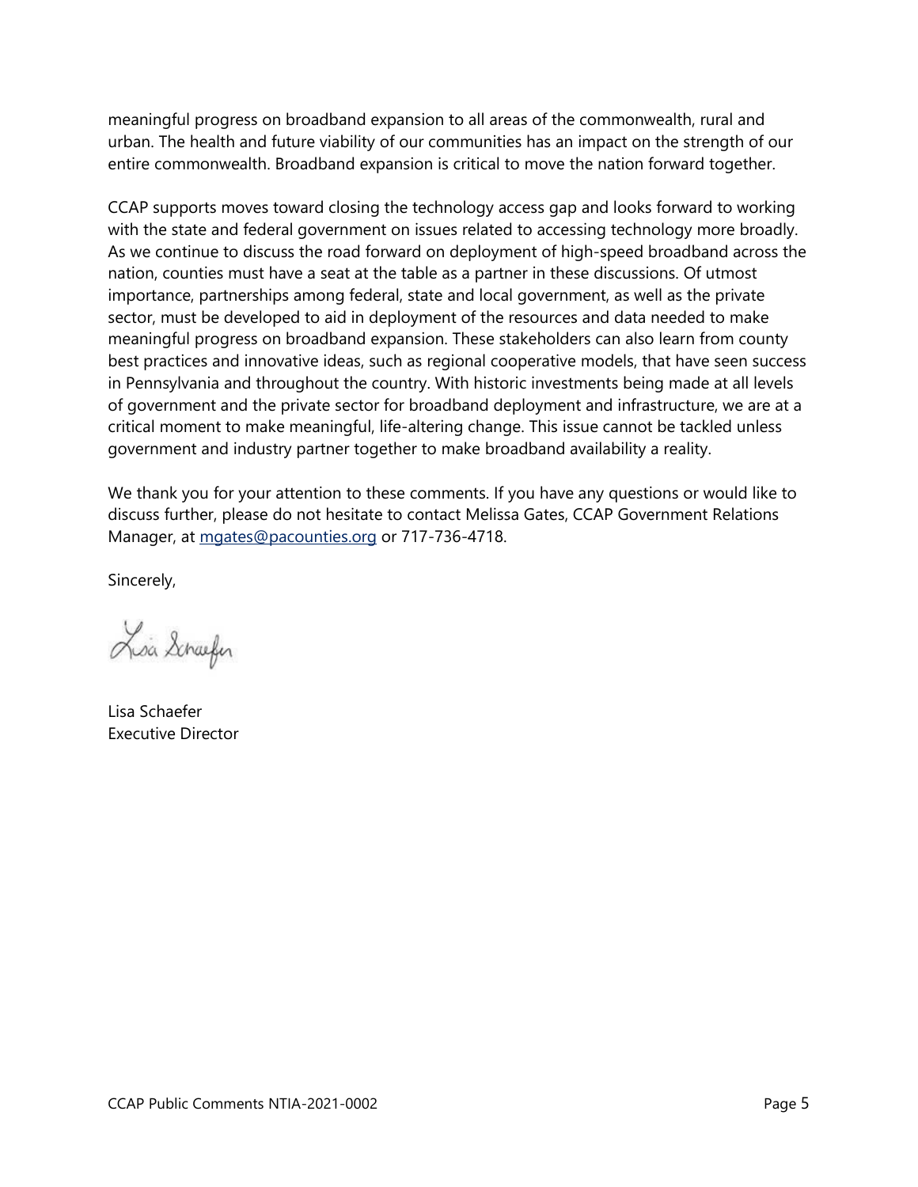meaningful progress on broadband expansion to all areas of the commonwealth, rural and urban. The health and future viability of our communities has an impact on the strength of our entire commonwealth. Broadband expansion is critical to move the nation forward together.

CCAP supports moves toward closing the technology access gap and looks forward to working with the state and federal government on issues related to accessing technology more broadly. As we continue to discuss the road forward on deployment of high-speed broadband across the nation, counties must have a seat at the table as a partner in these discussions. Of utmost importance, partnerships among federal, state and local government, as well as the private sector, must be developed to aid in deployment of the resources and data needed to make meaningful progress on broadband expansion. These stakeholders can also learn from county best practices and innovative ideas, such as regional cooperative models, that have seen success in Pennsylvania and throughout the country. With historic investments being made at all levels of government and the private sector for broadband deployment and infrastructure, we are at a critical moment to make meaningful, life-altering change. This issue cannot be tackled unless government and industry partner together to make broadband availability a reality.

We thank you for your attention to these comments. If you have any questions or would like to discuss further, please do not hesitate to contact Melissa Gates, CCAP Government Relations Manager, at mgates@pacounties.org or 717-736-4718.

Sincerely,

Lisa Schaefer

Lisa Schaefer
Executive Director